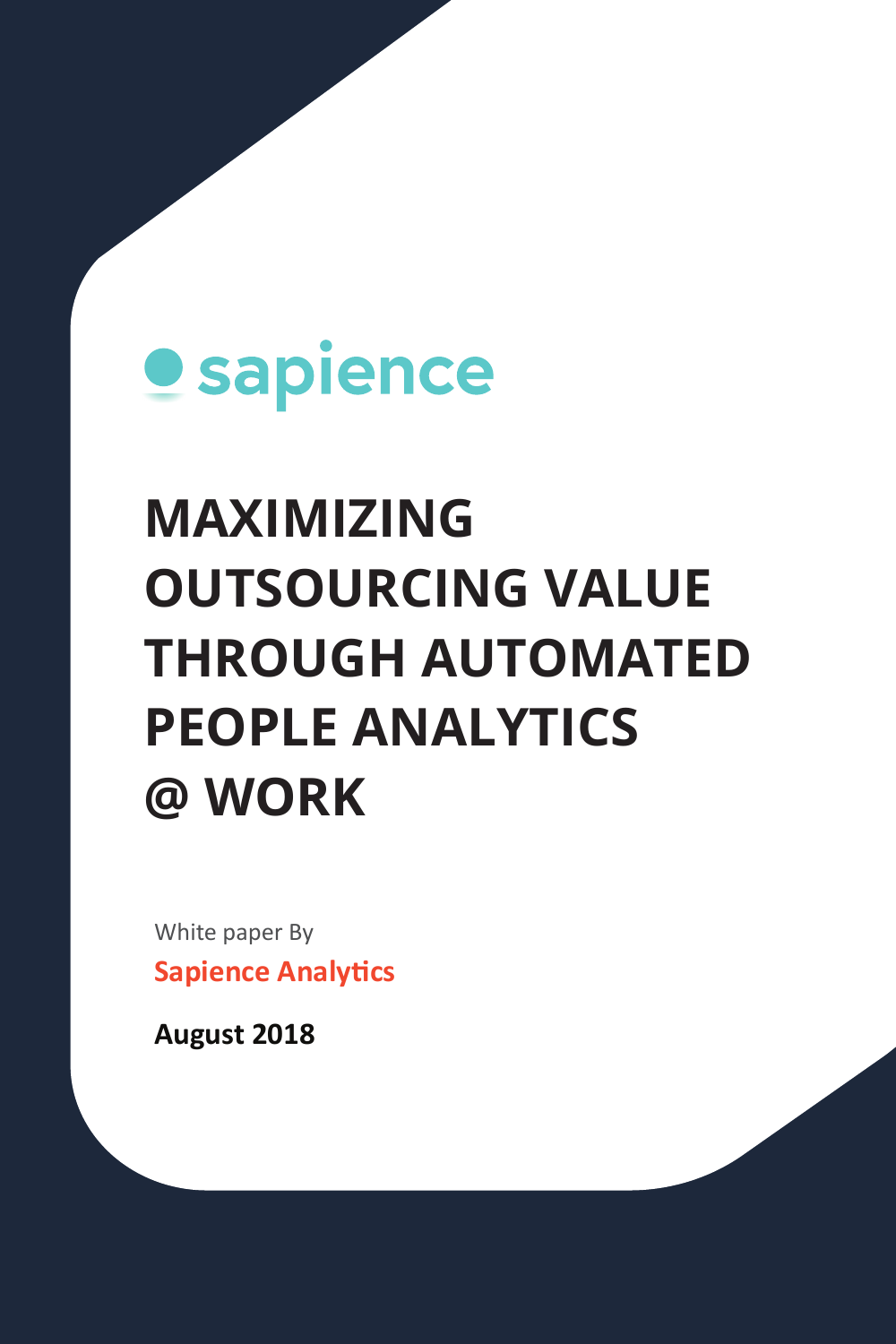sapience

# MAXIMIZING OUTSOURCING VALUE THROUGH AUTOMATED PEOPLE ANALYTICS @ WORK

White paper By

**Sapience Analytics**

**August 2018**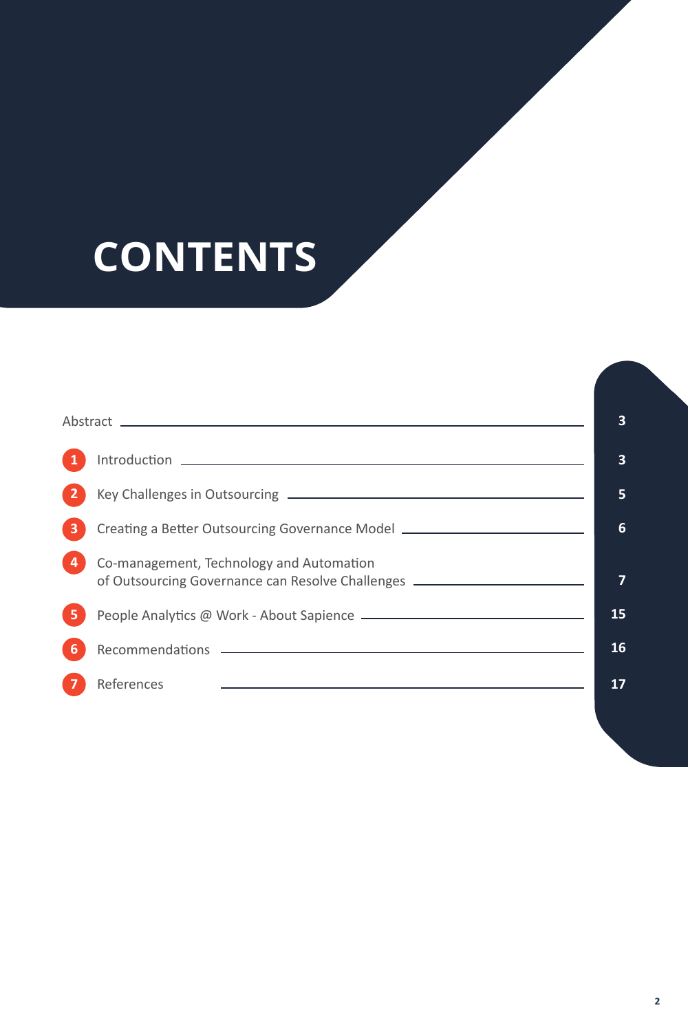# CONTENTS

| Section | Page |
| --- | --- |
| Abstract | 3 |
| 1 Introduction | 3 |
| 2 Key Challenges in Outsourcing | 5 |
| 3 Creating a Better Outsourcing Governance Model | 6 |
| 4 Co-management, Technology and Automation of Outsourcing Governance can Resolve Challenges | 7 |
| 5 People Analytics @ Work - About Sapience | 15 |
| 6 Recommendations | 16 |
| 7 References | 17 |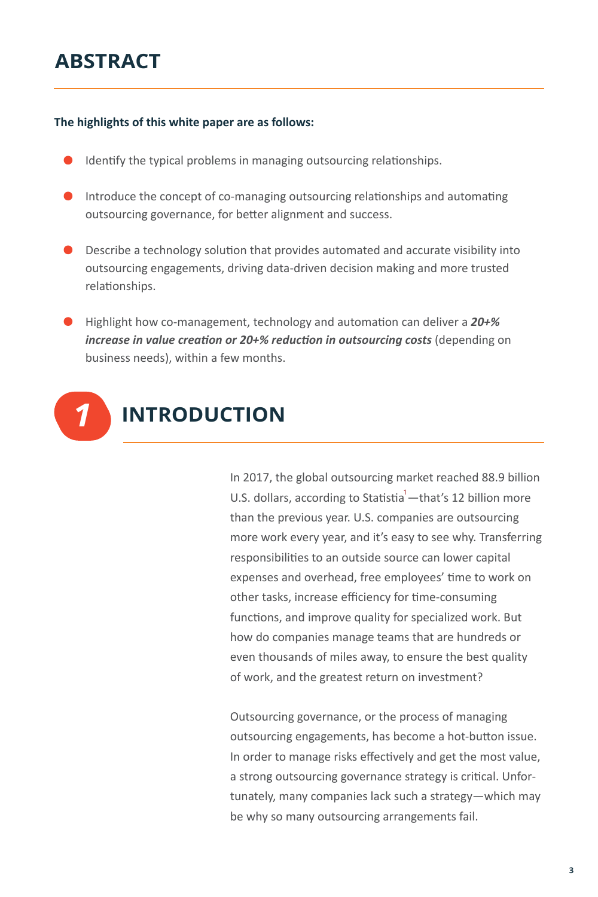# ABSTRACT

**The highlights of this white paper are as follows:**

- Identify the typical problems in managing outsourcing relationships.
- Introduce the concept of co-managing outsourcing relationships and automating outsourcing governance, for better alignment and success.
- Describe a technology solution that provides automated and accurate visibility into outsourcing engagements, driving data-driven decision making and more trusted relationships.
- Highlight how co-management, technology and automation can deliver a ***20+% increase in value creation or 20+% reduction in outsourcing costs*** (depending on business needs), within a few months.

# 1 INTRODUCTION

In 2017, the global outsourcing market reached 88.9 billion U.S. dollars, according to Statistia[1]—that's 12 billion more than the previous year. U.S. companies are outsourcing more work every year, and it's easy to see why. Transferring responsibilities to an outside source can lower capital expenses and overhead, free employees' time to work on other tasks, increase efficiency for time-consuming functions, and improve quality for specialized work. But how do companies manage teams that are hundreds or even thousands of miles away, to ensure the best quality of work, and the greatest return on investment?

Outsourcing governance, or the process of managing outsourcing engagements, has become a hot-button issue. In order to manage risks effectively and get the most value, a strong outsourcing governance strategy is critical. Unfortunately, many companies lack such a strategy—which may be why so many outsourcing arrangements fail.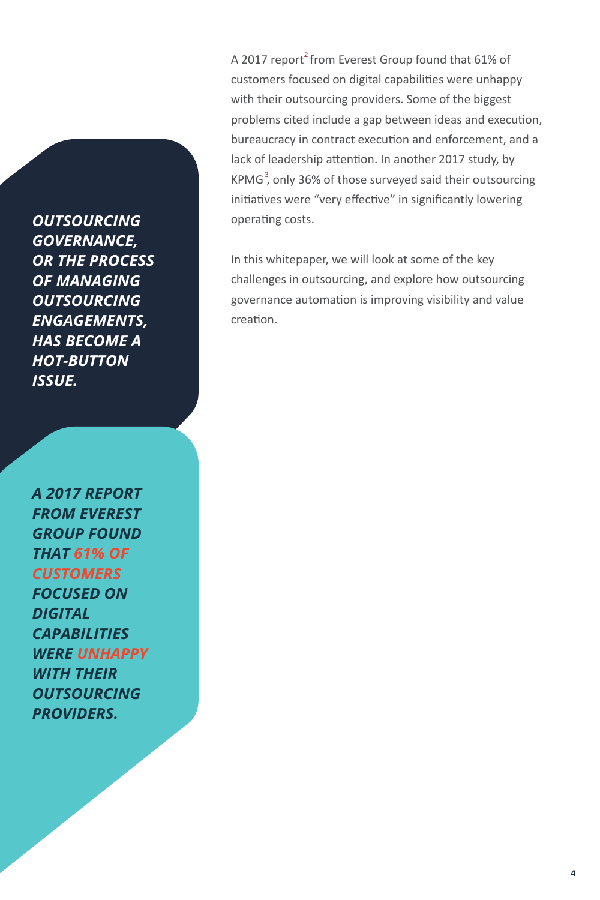***OUTSOURCING GOVERNANCE, OR THE PROCESS OF MANAGING OUTSOURCING ENGAGEMENTS, HAS BECOME A HOT-BUTTON ISSUE.***

A 2017 report[2] from Everest Group found that 61% of customers focused on digital capabilities were unhappy with their outsourcing providers. Some of the biggest problems cited include a gap between ideas and execution, bureaucracy in contract execution and enforcement, and a lack of leadership attention. In another 2017 study, by KPMG[3], only 36% of those surveyed said their outsourcing initiatives were "very effective" in significantly lowering operating costs.

***A 2017 REPORT FROM EVEREST GROUP FOUND THAT 61% OF CUSTOMERS FOCUSED ON DIGITAL CAPABILITIES WERE UNHAPPY WITH THEIR OUTSOURCING PROVIDERS.***

In this whitepaper, we will look at some of the key challenges in outsourcing, and explore how outsourcing governance automation is improving visibility and value creation.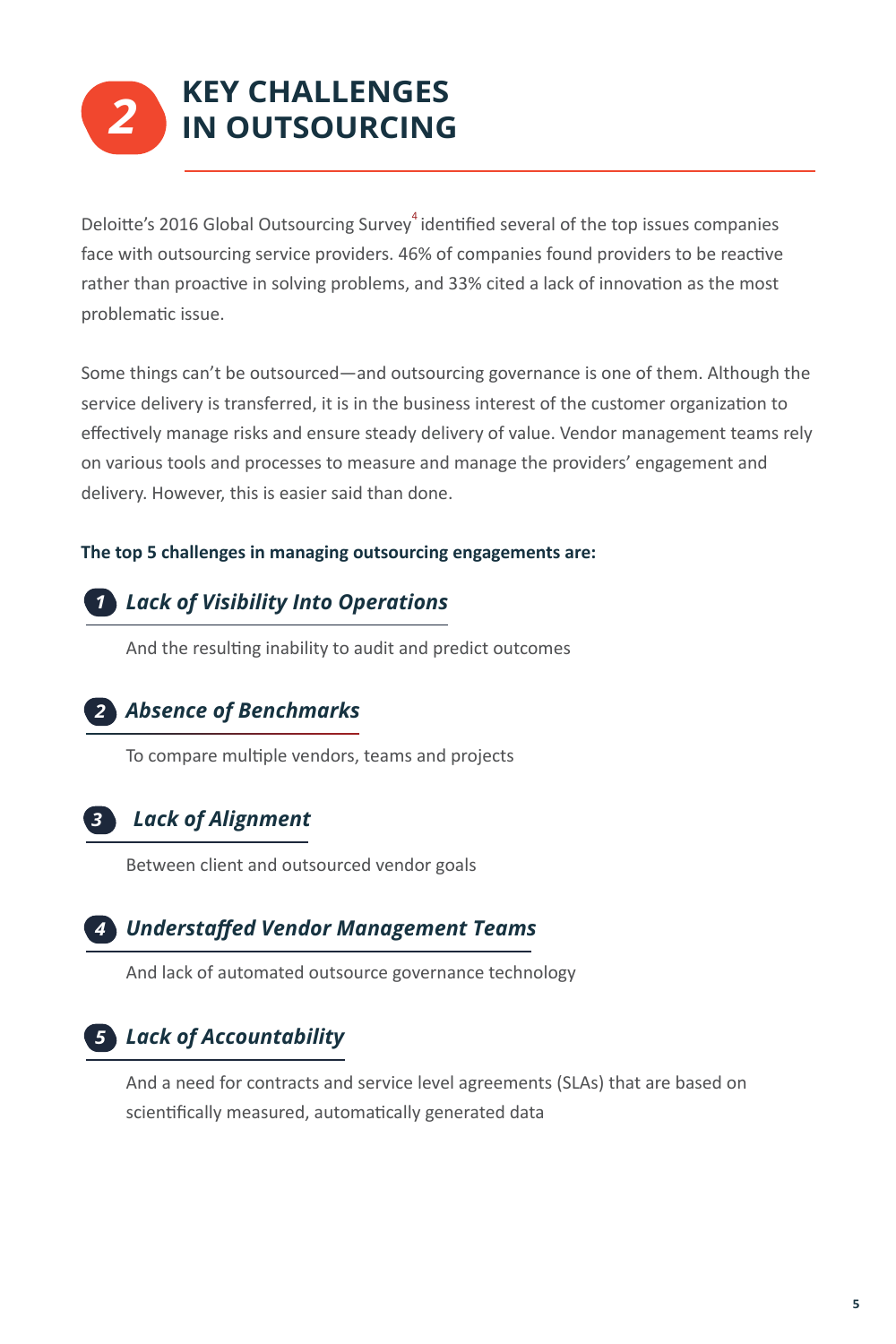# 2 KEY CHALLENGES IN OUTSOURCING

Deloitte's 2016 Global Outsourcing Survey[4] identified several of the top issues companies face with outsourcing service providers. 46% of companies found providers to be reactive rather than proactive in solving problems, and 33% cited a lack of innovation as the most problematic issue.

Some things can't be outsourced—and outsourcing governance is one of them. Although the service delivery is transferred, it is in the business interest of the customer organization to effectively manage risks and ensure steady delivery of value. Vendor management teams rely on various tools and processes to measure and manage the providers' engagement and delivery. However, this is easier said than done.

**The top 5 challenges in managing outsourcing engagements are:**

### 1 *Lack of Visibility Into Operations*

And the resulting inability to audit and predict outcomes

### 2 *Absence of Benchmarks*

To compare multiple vendors, teams and projects

### 3 *Lack of Alignment*

Between client and outsourced vendor goals

### 4 *Understaffed Vendor Management Teams*

And lack of automated outsource governance technology

### 5 *Lack of Accountability*

And a need for contracts and service level agreements (SLAs) that are based on scientifically measured, automatically generated data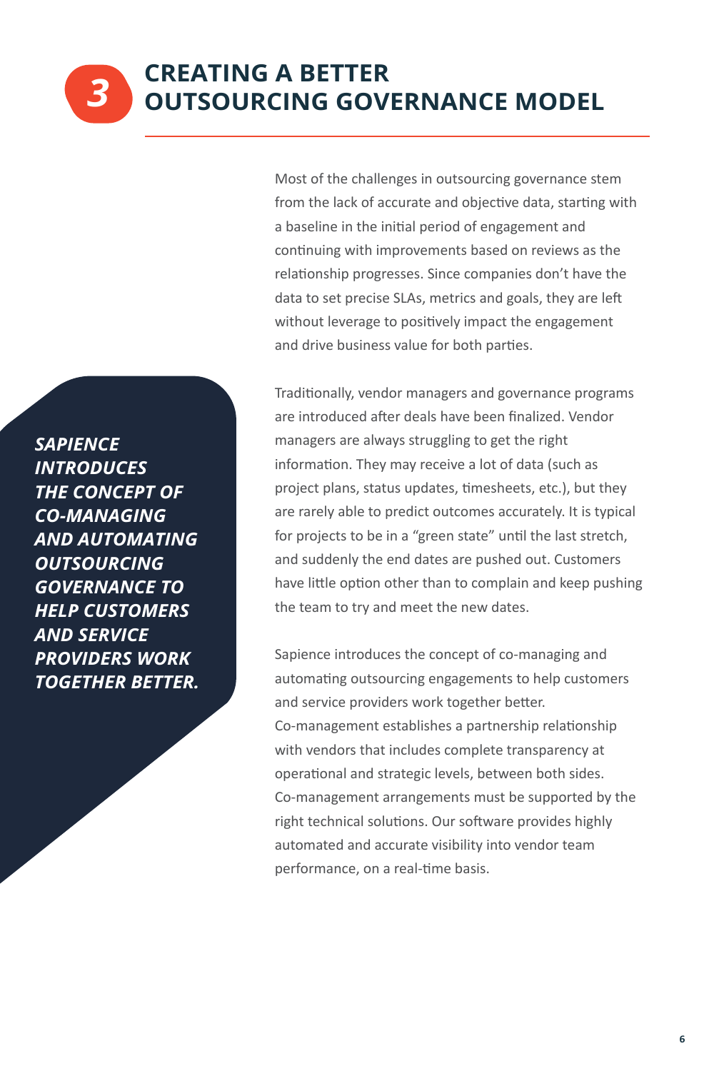# 3 CREATING A BETTER OUTSOURCING GOVERNANCE MODEL

***SAPIENCE INTRODUCES THE CONCEPT OF CO-MANAGING AND AUTOMATING OUTSOURCING GOVERNANCE TO HELP CUSTOMERS AND SERVICE PROVIDERS WORK TOGETHER BETTER.***

Most of the challenges in outsourcing governance stem from the lack of accurate and objective data, starting with a baseline in the initial period of engagement and continuing with improvements based on reviews as the relationship progresses. Since companies don't have the data to set precise SLAs, metrics and goals, they are left without leverage to positively impact the engagement and drive business value for both parties.

Traditionally, vendor managers and governance programs are introduced after deals have been finalized. Vendor managers are always struggling to get the right information. They may receive a lot of data (such as project plans, status updates, timesheets, etc.), but they are rarely able to predict outcomes accurately. It is typical for projects to be in a "green state" until the last stretch, and suddenly the end dates are pushed out. Customers have little option other than to complain and keep pushing the team to try and meet the new dates.

Sapience introduces the concept of co-managing and automating outsourcing engagements to help customers and service providers work together better. Co-management establishes a partnership relationship with vendors that includes complete transparency at operational and strategic levels, between both sides. Co-management arrangements must be supported by the right technical solutions. Our software provides highly automated and accurate visibility into vendor team performance, on a real-time basis.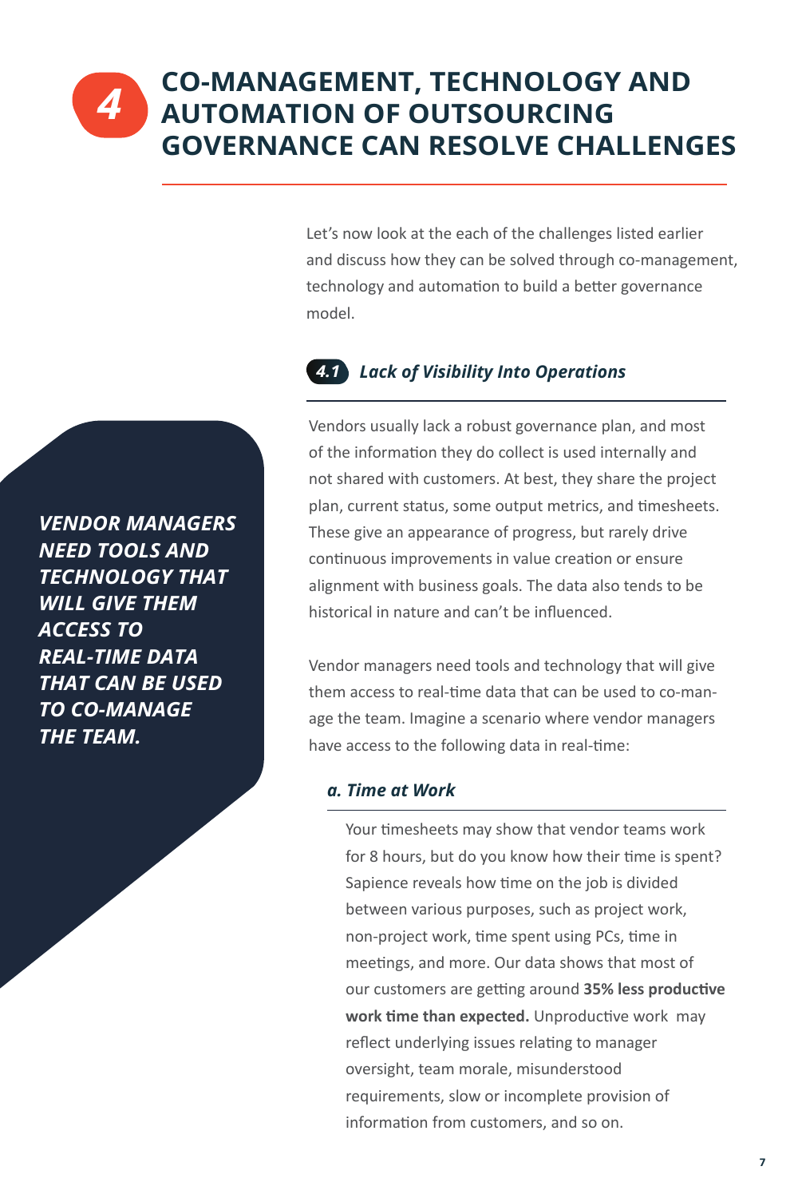# 4 CO-MANAGEMENT, TECHNOLOGY AND AUTOMATION OF OUTSOURCING GOVERNANCE CAN RESOLVE CHALLENGES

Let's now look at the each of the challenges listed earlier and discuss how they can be solved through co-management, technology and automation to build a better governance model.

## 4.1 *Lack of Visibility Into Operations*

***VENDOR MANAGERS NEED TOOLS AND TECHNOLOGY THAT WILL GIVE THEM ACCESS TO REAL-TIME DATA THAT CAN BE USED TO CO-MANAGE THE TEAM.***

Vendors usually lack a robust governance plan, and most of the information they do collect is used internally and not shared with customers. At best, they share the project plan, current status, some output metrics, and timesheets. These give an appearance of progress, but rarely drive continuous improvements in value creation or ensure alignment with business goals. The data also tends to be historical in nature and can't be influenced.

Vendor managers need tools and technology that will give them access to real-time data that can be used to co-manage the team. Imagine a scenario where vendor managers have access to the following data in real-time:

### *a. Time at Work*

Your timesheets may show that vendor teams work for 8 hours, but do you know how their time is spent? Sapience reveals how time on the job is divided between various purposes, such as project work, non-project work, time spent using PCs, time in meetings, and more. Our data shows that most of our customers are getting around **35% less productive work time than expected.** Unproductive work may reflect underlying issues relating to manager oversight, team morale, misunderstood requirements, slow or incomplete provision of information from customers, and so on.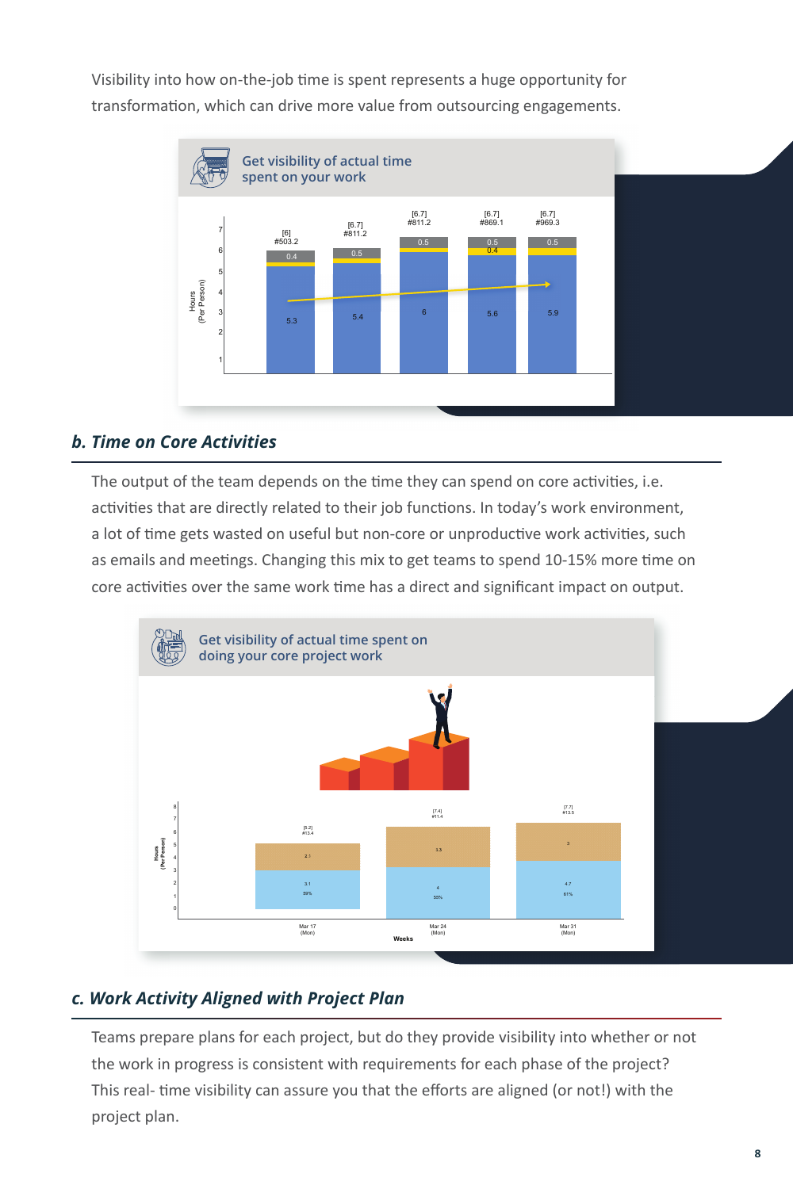Visibility into how on-the-job time is spent represents a huge opportunity for transformation, which can drive more value from outsourcing engagements.

Get visibility of actual time spent on your work

## b. Time on Core Activities

The output of the team depends on the time they can spend on core activities, i.e. activities that are directly related to their job functions. In today's work environment, a lot of time gets wasted on useful but non-core or unproductive work activities, such as emails and meetings. Changing this mix to get teams to spend 10-15% more time on core activities over the same work time has a direct and significant impact on output.

Get visibility of actual time spent on doing your core project work

## c. Work Activity Aligned with Project Plan

Teams prepare plans for each project, but do they provide visibility into whether or not the work in progress is consistent with requirements for each phase of the project? This real- time visibility can assure you that the efforts are aligned (or not!) with the project plan.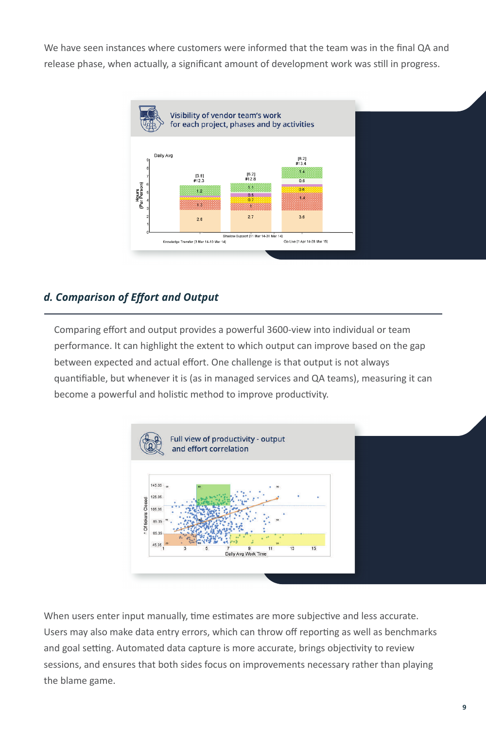We have seen instances where customers were informed that the team was in the final QA and release phase, when actually, a significant amount of development work was still in progress.

Visibility of vendor team's work for each project, phases and by activities

## *d. Comparison of Effort and Output*

Comparing effort and output provides a powerful 3600-view into individual or team performance. It can highlight the extent to which output can improve based on the gap between expected and actual effort. One challenge is that output is not always quantifiable, but whenever it is (as in managed services and QA teams), measuring it can become a powerful and holistic method to improve productivity.

Full view of productivity - output and effort correlation

When users enter input manually, time estimates are more subjective and less accurate. Users may also make data entry errors, which can throw off reporting as well as benchmarks and goal setting. Automated data capture is more accurate, brings objectivity to review sessions, and ensures that both sides focus on improvements necessary rather than playing the blame game.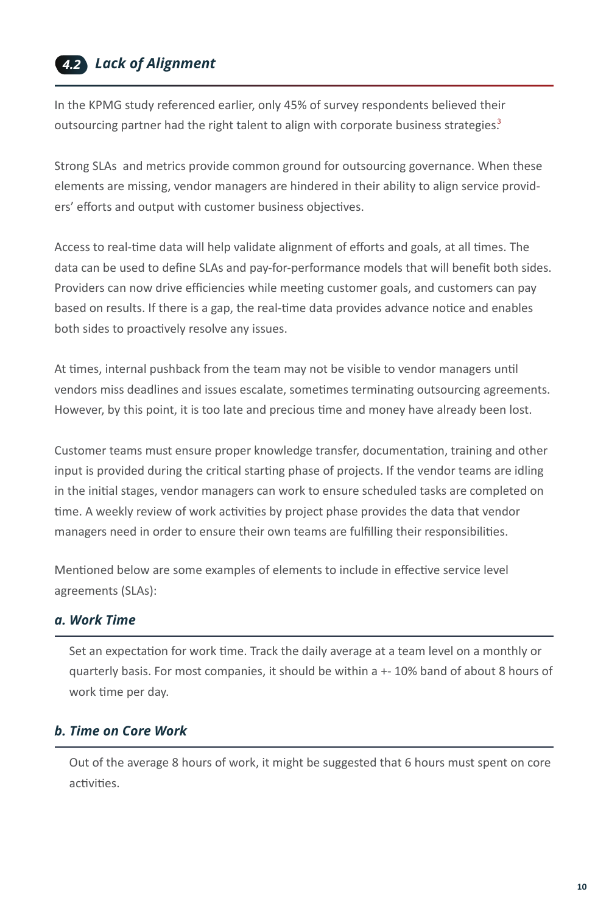## 4.2 *Lack of Alignment*

In the KPMG study referenced earlier, only 45% of survey respondents believed their outsourcing partner had the right talent to align with corporate business strategies.[3]

Strong SLAs  and metrics provide common ground for outsourcing governance. When these elements are missing, vendor managers are hindered in their ability to align service providers' efforts and output with customer business objectives.

Access to real-time data will help validate alignment of efforts and goals, at all times. The data can be used to define SLAs and pay-for-performance models that will benefit both sides. Providers can now drive efficiencies while meeting customer goals, and customers can pay based on results. If there is a gap, the real-time data provides advance notice and enables both sides to proactively resolve any issues.

At times, internal pushback from the team may not be visible to vendor managers until vendors miss deadlines and issues escalate, sometimes terminating outsourcing agreements. However, by this point, it is too late and precious time and money have already been lost.

Customer teams must ensure proper knowledge transfer, documentation, training and other input is provided during the critical starting phase of projects. If the vendor teams are idling in the initial stages, vendor managers can work to ensure scheduled tasks are completed on time. A weekly review of work activities by project phase provides the data that vendor managers need in order to ensure their own teams are fulfilling their responsibilities.

Mentioned below are some examples of elements to include in effective service level agreements (SLAs):

### *a. Work Time*

Set an expectation for work time. Track the daily average at a team level on a monthly or quarterly basis. For most companies, it should be within a +- 10% band of about 8 hours of work time per day.

### *b. Time on Core Work*

Out of the average 8 hours of work, it might be suggested that 6 hours must spent on core activities.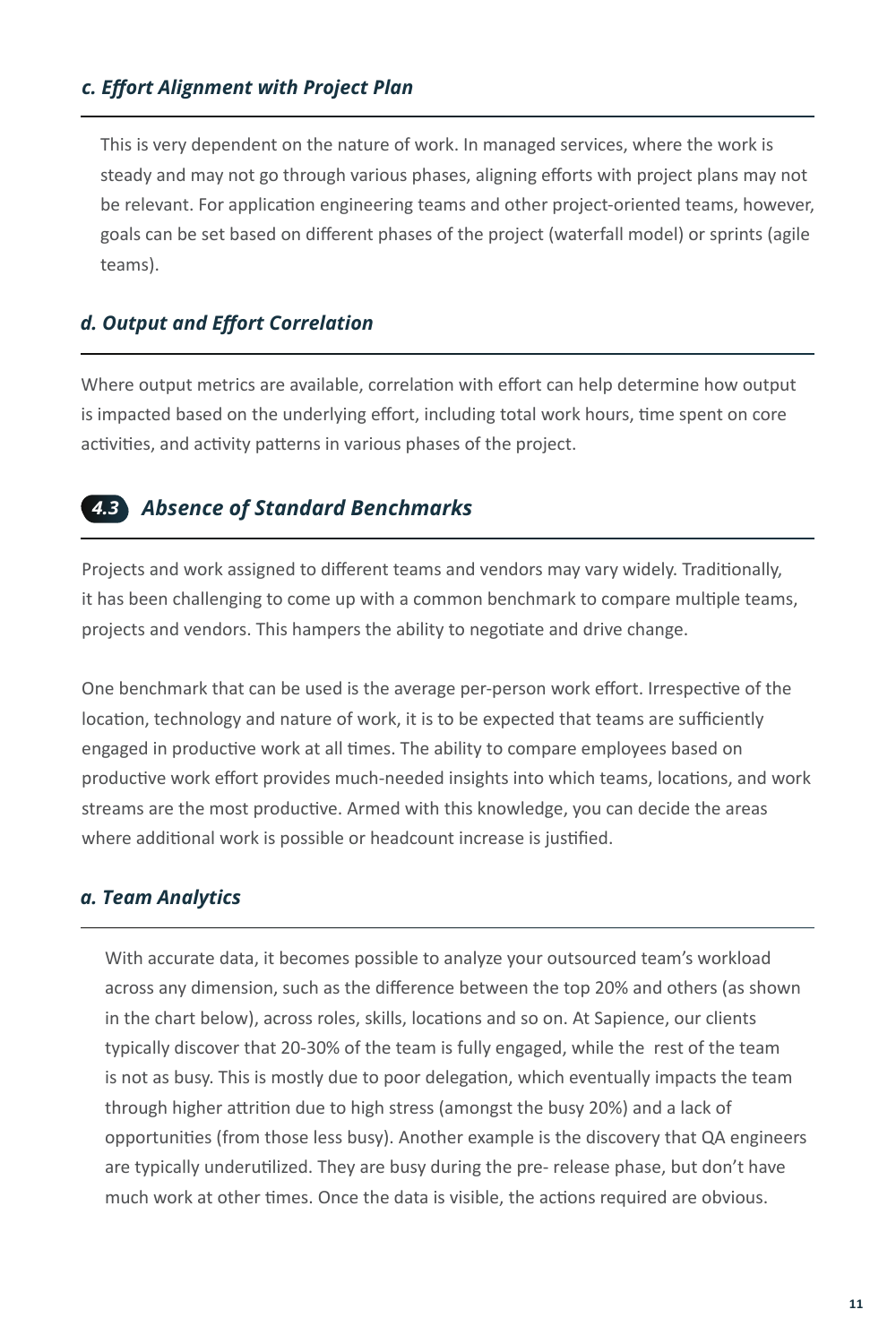### *c. Effort Alignment with Project Plan*

This is very dependent on the nature of work. In managed services, where the work is steady and may not go through various phases, aligning efforts with project plans may not be relevant. For application engineering teams and other project-oriented teams, however, goals can be set based on different phases of the project (waterfall model) or sprints (agile teams).

### *d. Output and Effort Correlation*

Where output metrics are available, correlation with effort can help determine how output is impacted based on the underlying effort, including total work hours, time spent on core activities, and activity patterns in various phases of the project.

## *4.3 Absence of Standard Benchmarks*

Projects and work assigned to different teams and vendors may vary widely. Traditionally, it has been challenging to come up with a common benchmark to compare multiple teams, projects and vendors. This hampers the ability to negotiate and drive change.

One benchmark that can be used is the average per-person work effort. Irrespective of the location, technology and nature of work, it is to be expected that teams are sufficiently engaged in productive work at all times. The ability to compare employees based on productive work effort provides much-needed insights into which teams, locations, and work streams are the most productive. Armed with this knowledge, you can decide the areas where additional work is possible or headcount increase is justified.

### *a. Team Analytics*

With accurate data, it becomes possible to analyze your outsourced team's workload across any dimension, such as the difference between the top 20% and others (as shown in the chart below), across roles, skills, locations and so on. At Sapience, our clients typically discover that 20-30% of the team is fully engaged, while the rest of the team is not as busy. This is mostly due to poor delegation, which eventually impacts the team through higher attrition due to high stress (amongst the busy 20%) and a lack of opportunities (from those less busy). Another example is the discovery that QA engineers are typically underutilized. They are busy during the pre- release phase, but don't have much work at other times. Once the data is visible, the actions required are obvious.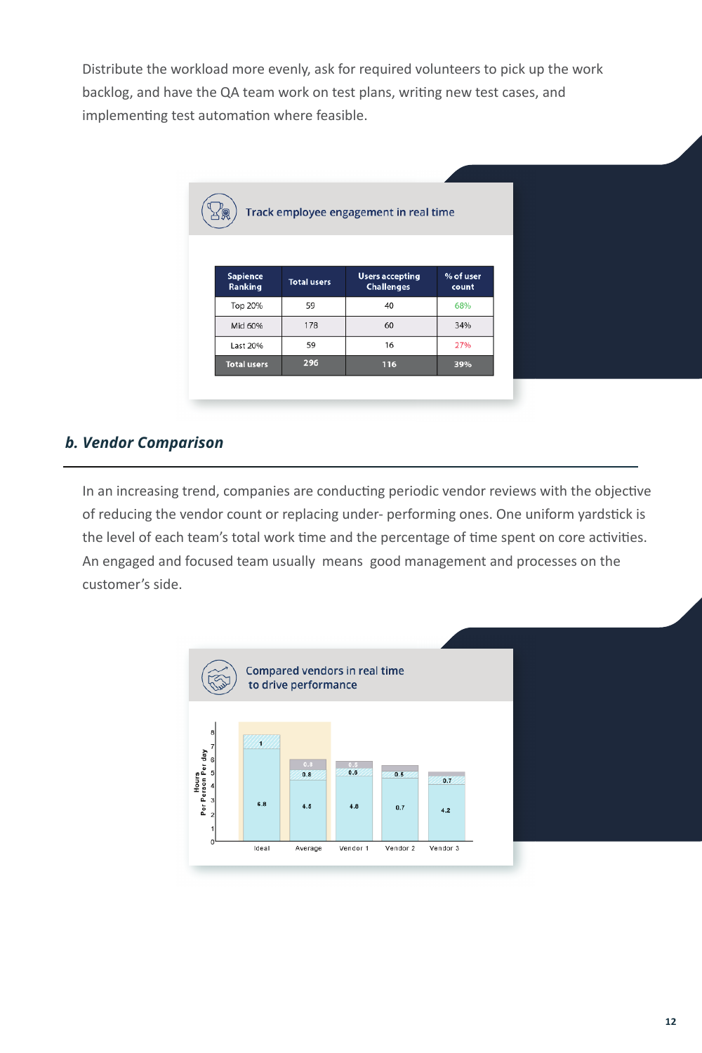Distribute the workload more evenly, ask for required volunteers to pick up the work backlog, and have the QA team work on test plans, writing new test cases, and implementing test automation where feasible.

**Track employee engagement in real time**

| Sapience Ranking | Total users | Users accepting Challenges | % of user count |
|---|---|---|---|
| Top 20% | 59 | 40 | 68% |
| Mid 60% | 178 | 60 | 34% |
| Last 20% | 59 | 16 | 27% |
| Total users | 296 | 116 | 39% |

## b. Vendor Comparison

In an increasing trend, companies are conducting periodic vendor reviews with the objective of reducing the vendor count or replacing under- performing ones. One uniform yardstick is the level of each team's total work time and the percentage of time spent on core activities. An engaged and focused team usually means good management and processes on the customer's side.

**Compared vendors in real time to drive performance**

| | Ideal | Average | Vendor 1 | Vendor 2 | Vendor 3 |
|---|---|---|---|---|---|
| Hours Per Person Per day | 6.8 / 1 | 4.6 / 0.8 / 0.8 | 4.8 / 0.6 / 0.5 | 0.7 / 0.5 | 4.2 / 0.7 |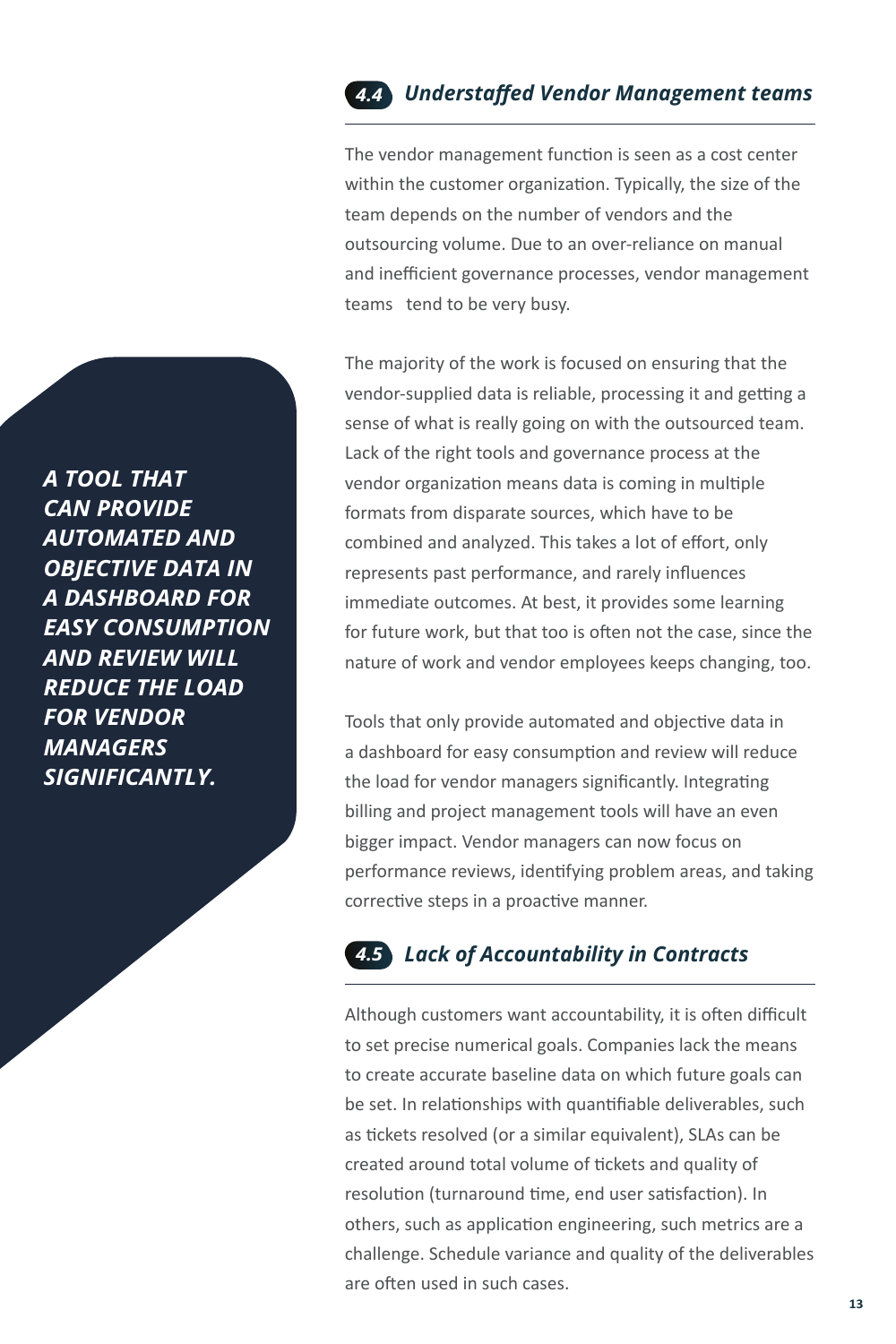### 4.4 *Understaffed Vendor Management teams*

The vendor management function is seen as a cost center within the customer organization. Typically, the size of the team depends on the number of vendors and the outsourcing volume. Due to an over-reliance on manual and inefficient governance processes, vendor management teams tend to be very busy.

The majority of the work is focused on ensuring that the vendor-supplied data is reliable, processing it and getting a sense of what is really going on with the outsourced team. Lack of the right tools and governance process at the vendor organization means data is coming in multiple formats from disparate sources, which have to be combined and analyzed. This takes a lot of effort, only represents past performance, and rarely influences immediate outcomes. At best, it provides some learning for future work, but that too is often not the case, since the nature of work and vendor employees keeps changing, too.

***A TOOL THAT CAN PROVIDE AUTOMATED AND OBJECTIVE DATA IN A DASHBOARD FOR EASY CONSUMPTION AND REVIEW WILL REDUCE THE LOAD FOR VENDOR MANAGERS SIGNIFICANTLY.***

Tools that only provide automated and objective data in a dashboard for easy consumption and review will reduce the load for vendor managers significantly. Integrating billing and project management tools will have an even bigger impact. Vendor managers can now focus on performance reviews, identifying problem areas, and taking corrective steps in a proactive manner.

### 4.5 *Lack of Accountability in Contracts*

Although customers want accountability, it is often difficult to set precise numerical goals. Companies lack the means to create accurate baseline data on which future goals can be set. In relationships with quantifiable deliverables, such as tickets resolved (or a similar equivalent), SLAs can be created around total volume of tickets and quality of resolution (turnaround time, end user satisfaction). In others, such as application engineering, such metrics are a challenge. Schedule variance and quality of the deliverables are often used in such cases.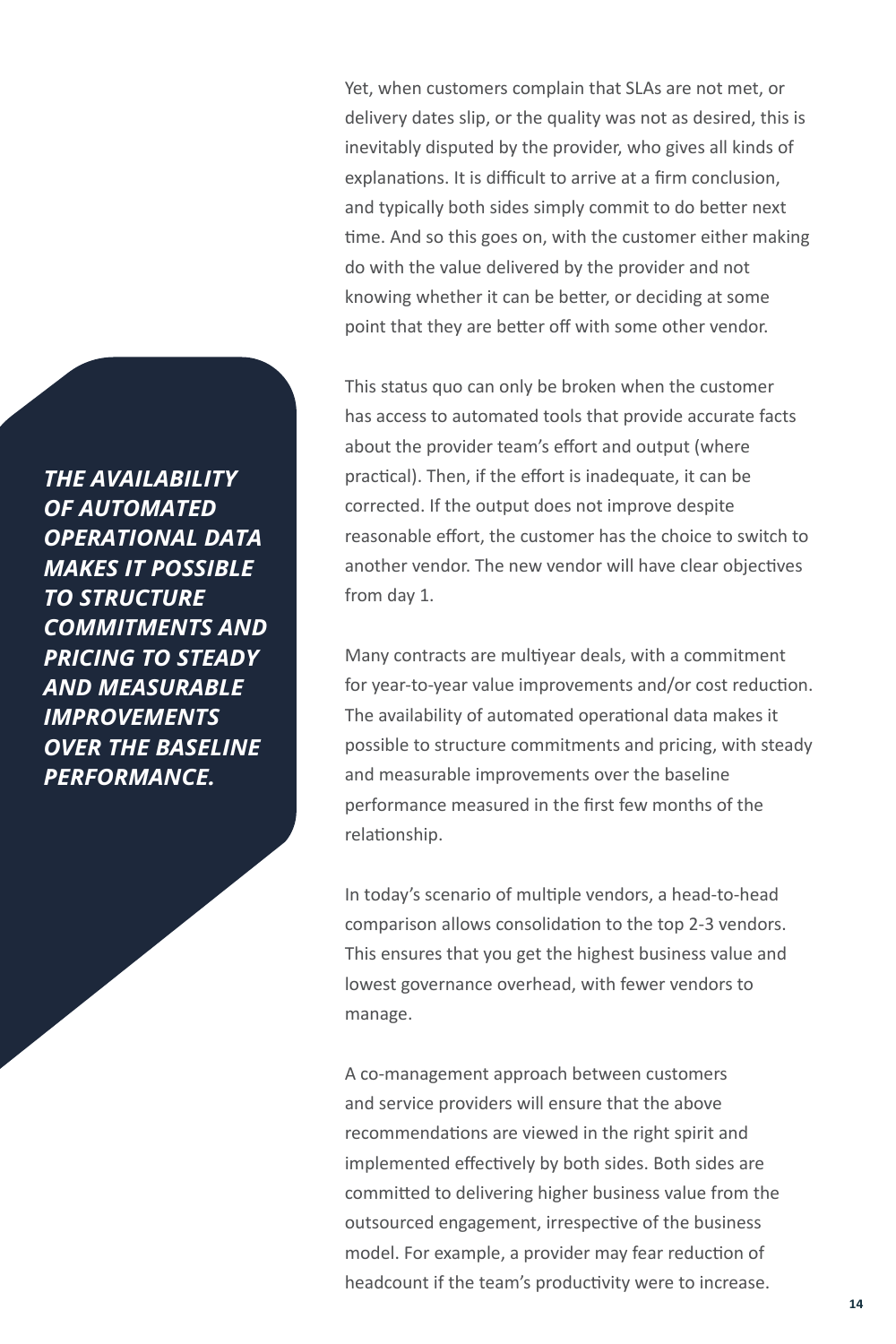Yet, when customers complain that SLAs are not met, or delivery dates slip, or the quality was not as desired, this is inevitably disputed by the provider, who gives all kinds of explanations. It is difficult to arrive at a firm conclusion, and typically both sides simply commit to do better next time. And so this goes on, with the customer either making do with the value delivered by the provider and not knowing whether it can be better, or deciding at some point that they are better off with some other vendor.

> ***THE AVAILABILITY OF AUTOMATED OPERATIONAL DATA MAKES IT POSSIBLE TO STRUCTURE COMMITMENTS AND PRICING TO STEADY AND MEASURABLE IMPROVEMENTS OVER THE BASELINE PERFORMANCE.***

This status quo can only be broken when the customer has access to automated tools that provide accurate facts about the provider team's effort and output (where practical). Then, if the effort is inadequate, it can be corrected. If the output does not improve despite reasonable effort, the customer has the choice to switch to another vendor. The new vendor will have clear objectives from day 1.

Many contracts are multiyear deals, with a commitment for year-to-year value improvements and/or cost reduction. The availability of automated operational data makes it possible to structure commitments and pricing, with steady and measurable improvements over the baseline performance measured in the first few months of the relationship.

In today's scenario of multiple vendors, a head-to-head comparison allows consolidation to the top 2-3 vendors. This ensures that you get the highest business value and lowest governance overhead, with fewer vendors to manage.

A co-management approach between customers and service providers will ensure that the above recommendations are viewed in the right spirit and implemented effectively by both sides. Both sides are committed to delivering higher business value from the outsourced engagement, irrespective of the business model. For example, a provider may fear reduction of headcount if the team's productivity were to increase.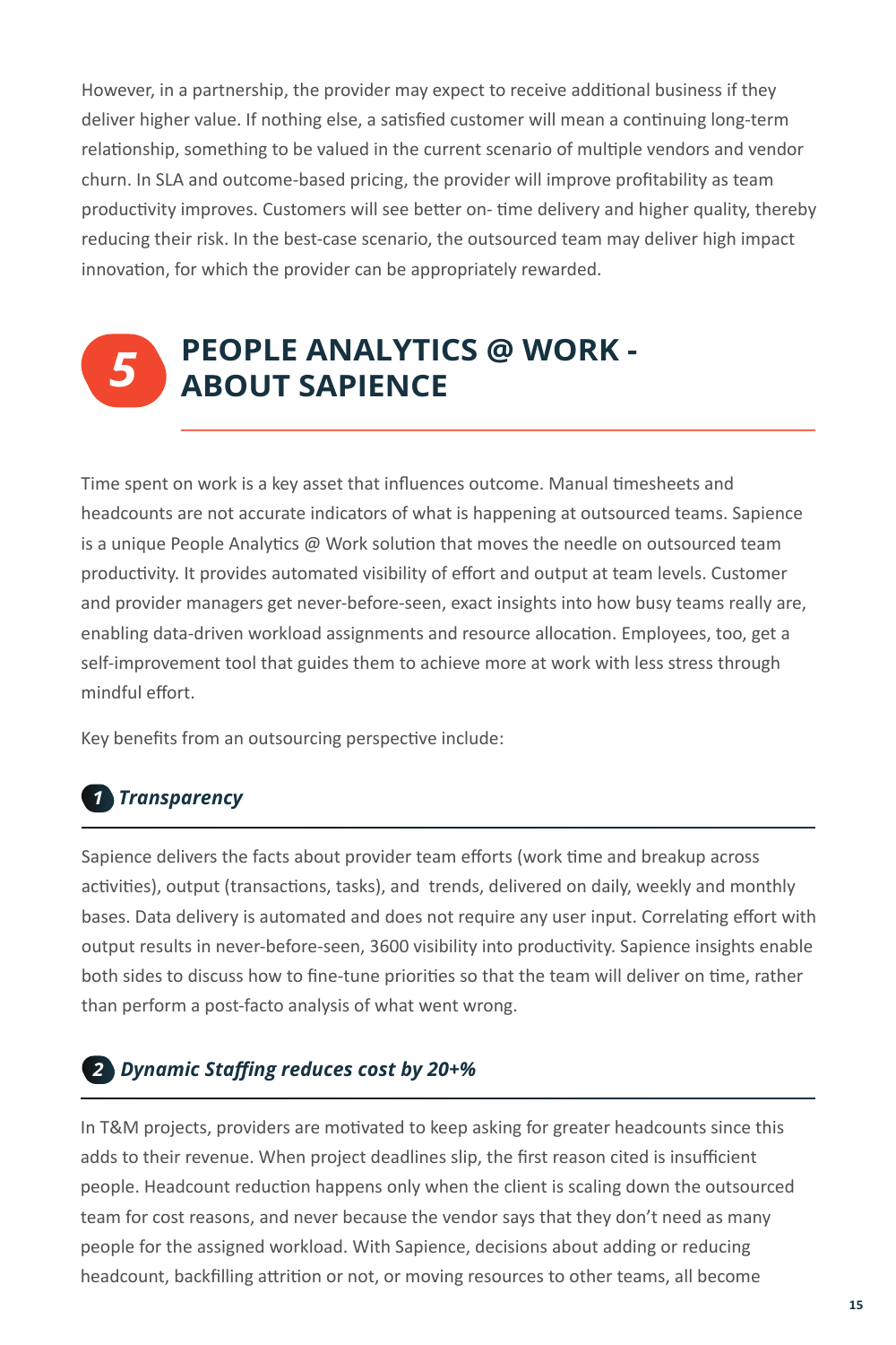However, in a partnership, the provider may expect to receive additional business if they deliver higher value. If nothing else, a satisfied customer will mean a continuing long-term relationship, something to be valued in the current scenario of multiple vendors and vendor churn. In SLA and outcome-based pricing, the provider will improve profitability as team productivity improves. Customers will see better on- time delivery and higher quality, thereby reducing their risk. In the best-case scenario, the outsourced team may deliver high impact innovation, for which the provider can be appropriately rewarded.

# 5 PEOPLE ANALYTICS @ WORK - ABOUT SAPIENCE

Time spent on work is a key asset that influences outcome. Manual timesheets and headcounts are not accurate indicators of what is happening at outsourced teams. Sapience is a unique People Analytics @ Work solution that moves the needle on outsourced team productivity. It provides automated visibility of effort and output at team levels. Customer and provider managers get never-before-seen, exact insights into how busy teams really are, enabling data-driven workload assignments and resource allocation. Employees, too, get a self-improvement tool that guides them to achieve more at work with less stress through mindful effort.

Key benefits from an outsourcing perspective include:

## 1 *Transparency*

Sapience delivers the facts about provider team efforts (work time and breakup across activities), output (transactions, tasks), and  trends, delivered on daily, weekly and monthly bases. Data delivery is automated and does not require any user input. Correlating effort with output results in never-before-seen, 3600 visibility into productivity. Sapience insights enable both sides to discuss how to fine-tune priorities so that the team will deliver on time, rather than perform a post-facto analysis of what went wrong.

## 2 *Dynamic Staffing reduces cost by 20+%*

In T&M projects, providers are motivated to keep asking for greater headcounts since this adds to their revenue. When project deadlines slip, the first reason cited is insufficient people. Headcount reduction happens only when the client is scaling down the outsourced team for cost reasons, and never because the vendor says that they don't need as many people for the assigned workload. With Sapience, decisions about adding or reducing headcount, backfilling attrition or not, or moving resources to other teams, all become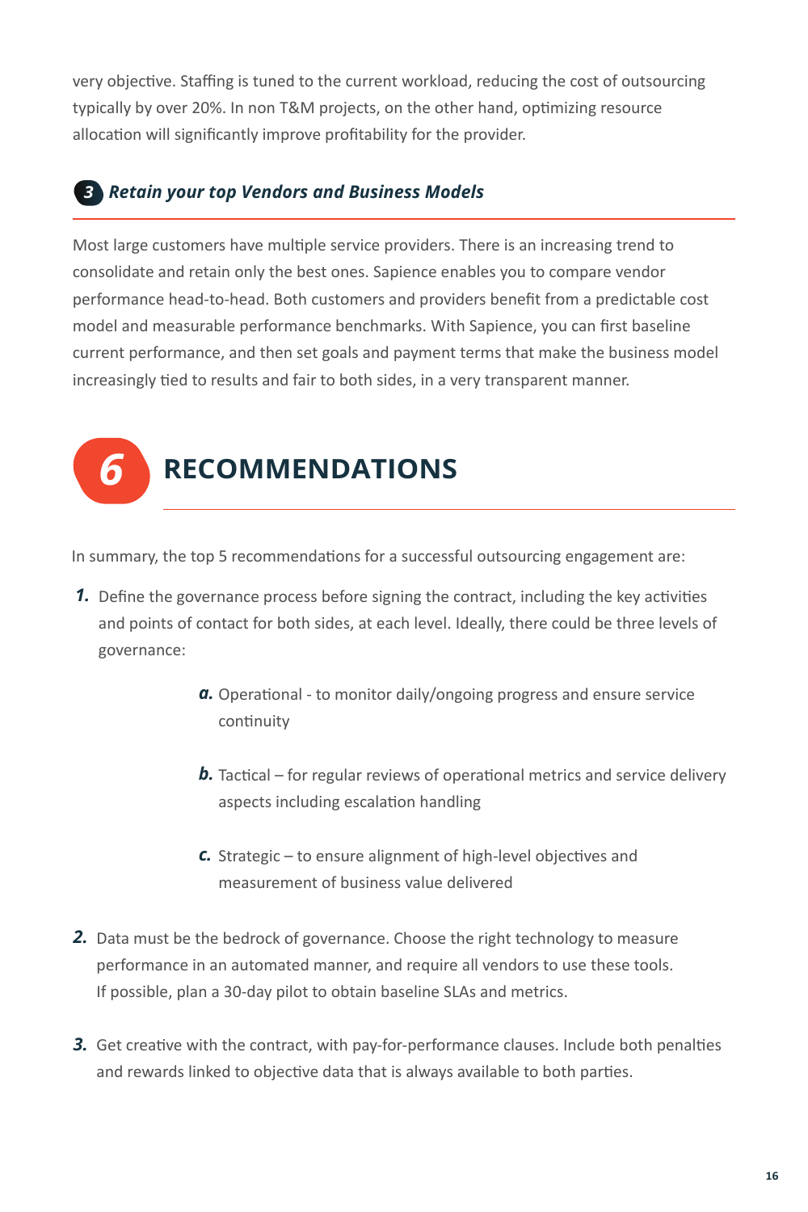very objective. Staffing is tuned to the current workload, reducing the cost of outsourcing typically by over 20%. In non T&M projects, on the other hand, optimizing resource allocation will significantly improve profitability for the provider.

### 3 *Retain your top Vendors and Business Models*

Most large customers have multiple service providers. There is an increasing trend to consolidate and retain only the best ones. Sapience enables you to compare vendor performance head-to-head. Both customers and providers benefit from a predictable cost model and measurable performance benchmarks. With Sapience, you can first baseline current performance, and then set goals and payment terms that make the business model increasingly tied to results and fair to both sides, in a very transparent manner.

# 6 RECOMMENDATIONS

In summary, the top 5 recommendations for a successful outsourcing engagement are:

1. Define the governance process before signing the contract, including the key activities and points of contact for both sides, at each level. Ideally, there could be three levels of governance:

   a. Operational - to monitor daily/ongoing progress and ensure service continuity

   b. Tactical – for regular reviews of operational metrics and service delivery aspects including escalation handling

   c. Strategic – to ensure alignment of high-level objectives and measurement of business value delivered

2. Data must be the bedrock of governance. Choose the right technology to measure performance in an automated manner, and require all vendors to use these tools. If possible, plan a 30-day pilot to obtain baseline SLAs and metrics.

3. Get creative with the contract, with pay-for-performance clauses. Include both penalties and rewards linked to objective data that is always available to both parties.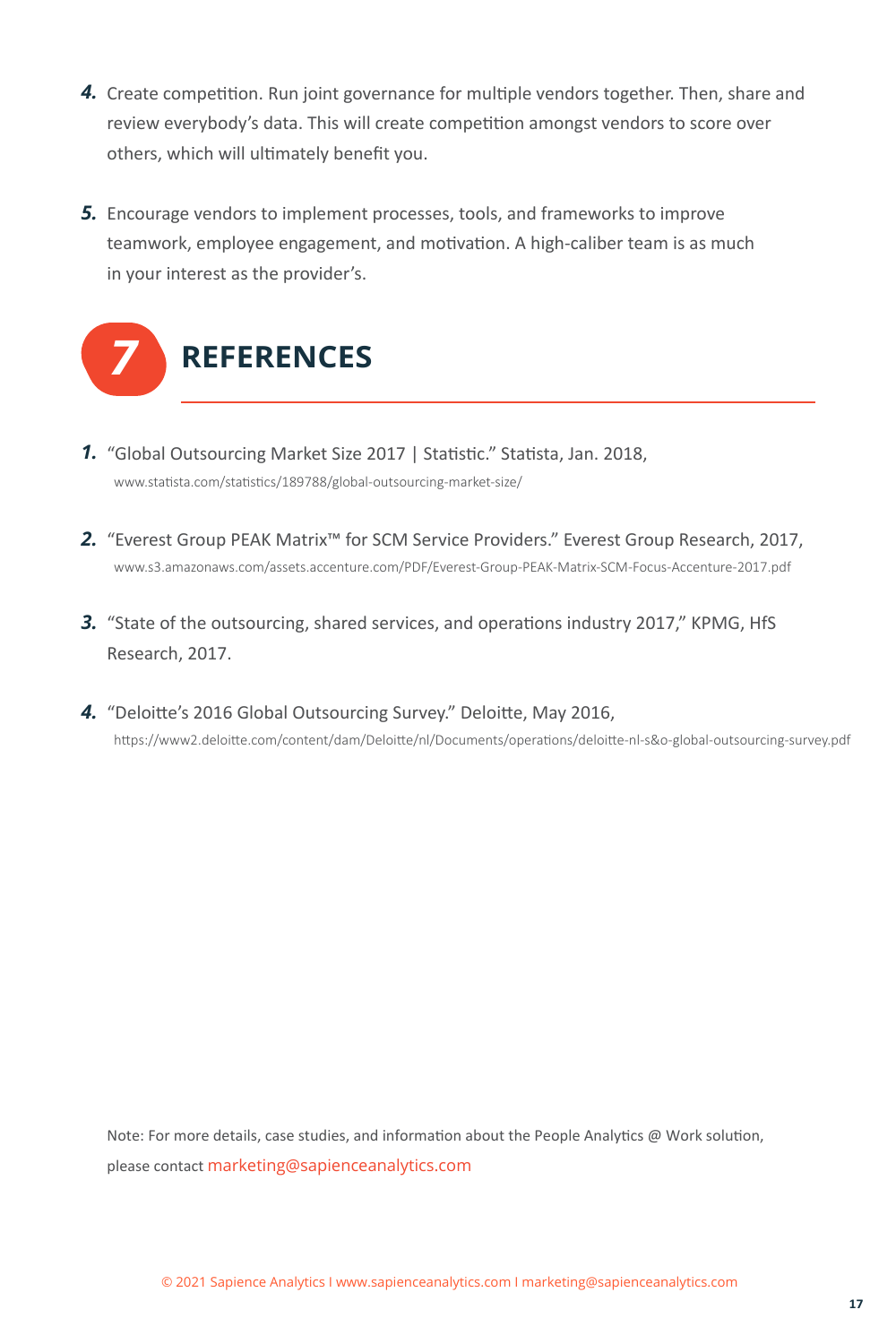4. Create competition. Run joint governance for multiple vendors together. Then, share and review everybody's data. This will create competition amongst vendors to score over others, which will ultimately benefit you.

5. Encourage vendors to implement processes, tools, and frameworks to improve teamwork, employee engagement, and motivation. A high-caliber team is as much in your interest as the provider's.

# 7 REFERENCES

1. "Global Outsourcing Market Size 2017 | Statistic." Statista, Jan. 2018, www.statista.com/statistics/189788/global-outsourcing-market-size/

2. "Everest Group PEAK Matrix™ for SCM Service Providers." Everest Group Research, 2017, www.s3.amazonaws.com/assets.accenture.com/PDF/Everest-Group-PEAK-Matrix-SCM-Focus-Accenture-2017.pdf

3. "State of the outsourcing, shared services, and operations industry 2017," KPMG, HfS Research, 2017.

4. "Deloitte's 2016 Global Outsourcing Survey." Deloitte, May 2016, https://www2.deloitte.com/content/dam/Deloitte/nl/Documents/operations/deloitte-nl-s&o-global-outsourcing-survey.pdf

Note: For more details, case studies, and information about the People Analytics @ Work solution, please contact marketing@sapienceanalytics.com